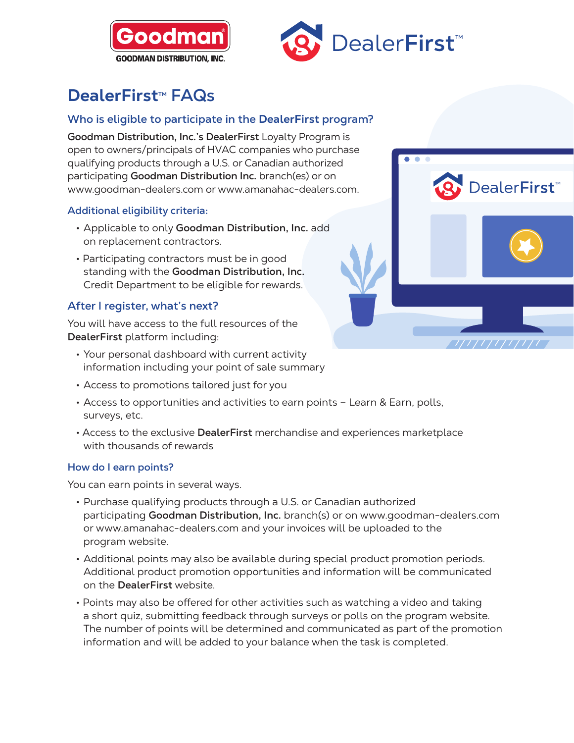# DealerFirst™ FAQs

## Who is eligible to participate in the DealerFirst program?

**Goodman Distribution, Inc.'s DealerFirst** Loyalty Program is open to owners/principals of HVAC companies who purchase qualifying products through a U.S. or Canadian authorized participating **Goodman Distribution Inc.** branch(es) or on www.goodman-dealers.com or www.amanahac-dealers.com.

### Additional eligibility criteria:

- Applicable to only **Goodman Distribution, Inc.** add on replacement contractors.
- Participating contractors must be in good standing with the **Goodman Distribution, Inc.** Credit Department to be eligible for rewards.

## After I register, what's next?

You will have access to the full resources of the **DealerFirst** platform including:

- Your personal dashboard with current activity information including your point of sale summary
- Access to promotions tailored just for you
- Access to opportunities and activities to earn points – Learn & Earn, polls, surveys, etc.
- Access to the exclusive **DealerFirst** merchandise and experiences marketplace with thousands of rewards

## How do I earn points?

You can earn points in several ways.

- Purchase qualifying products through a U.S. or Canadian authorized participating **Goodman Distribution, Inc.** branch(s) or on www.goodman-dealers.com or www.amanahac-dealers.com and your invoices will be uploaded to the program website.
- Additional points may also be available during special product promotion periods. Additional product promotion opportunities and information will be communicated on the **DealerFirst** website.
- Points may also be offered for other activities such as watching a video and taking a short quiz, submitting feedback through surveys or polls on the program website. The number of points will be determined and communicated as part of the promotion information and will be added to your balance when the task is completed.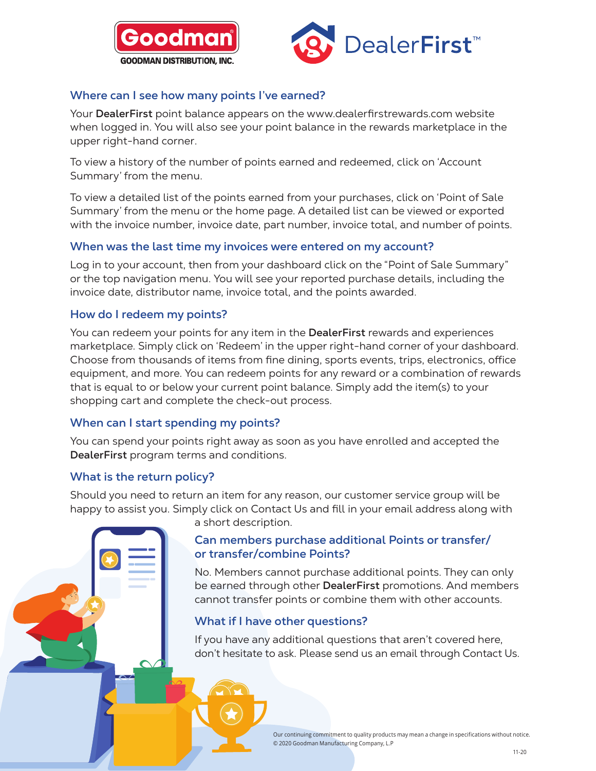Goodman
GOODMAN DISTRIBUTION, INC.

DealerFirst™

## Where can I see how many points I've earned?

Your **DealerFirst** point balance appears on the www.dealerfirstrewards.com website when logged in. You will also see your point balance in the rewards marketplace in the upper right-hand corner.

To view a history of the number of points earned and redeemed, click on 'Account Summary' from the menu.

To view a detailed list of the points earned from your purchases, click on 'Point of Sale Summary' from the menu or the home page. A detailed list can be viewed or exported with the invoice number, invoice date, part number, invoice total, and number of points.

## When was the last time my invoices were entered on my account?

Log in to your account, then from your dashboard click on the "Point of Sale Summary" or the top navigation menu. You will see your reported purchase details, including the invoice date, distributor name, invoice total, and the points awarded.

## How do I redeem my points?

You can redeem your points for any item in the **DealerFirst** rewards and experiences marketplace. Simply click on 'Redeem' in the upper right-hand corner of your dashboard. Choose from thousands of items from fine dining, sports events, trips, electronics, office equipment, and more. You can redeem points for any reward or a combination of rewards that is equal to or below your current point balance. Simply add the item(s) to your shopping cart and complete the check-out process.

## When can I start spending my points?

You can spend your points right away as soon as you have enrolled and accepted the **DealerFirst** program terms and conditions.

## What is the return policy?

Should you need to return an item for any reason, our customer service group will be happy to assist you. Simply click on Contact Us and fill in your email address along with a short description.

## Can members purchase additional Points or transfer/ or transfer/combine Points?

No. Members cannot purchase additional points. They can only be earned through other **DealerFirst** promotions. And members cannot transfer points or combine them with other accounts.

## What if I have other questions?

If you have any additional questions that aren't covered here, don't hesitate to ask. Please send us an email through Contact Us.

Our continuing commitment to quality products may mean a change in specifications without notice.
© 2020 Goodman Manufacturing Company, L.P

11-20